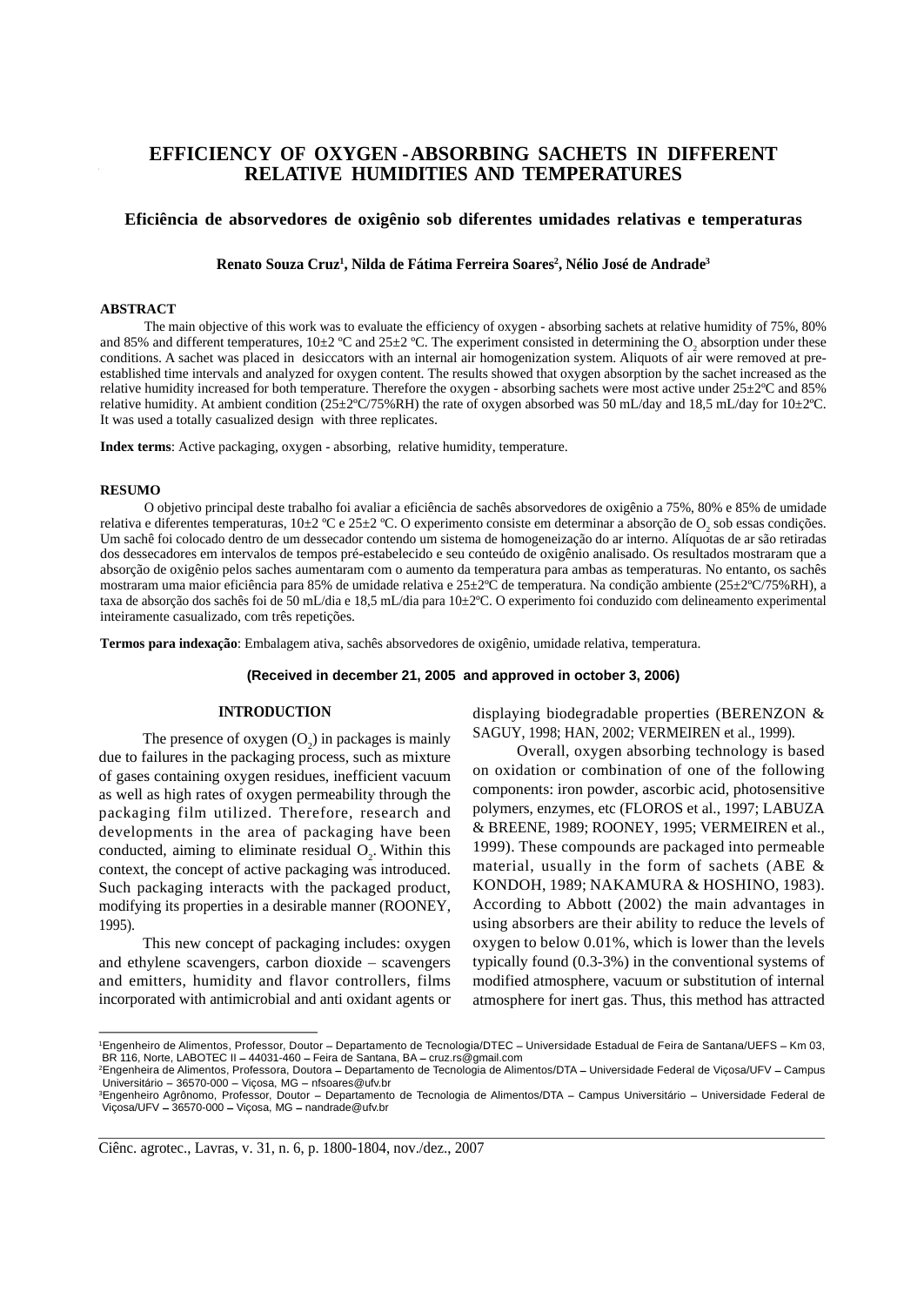# EFFICIENCY OF OXYGEN - ABSORBING SACHETS IN DIFFERENT RELATIVE HUMIDITIES AND TEMPERATURES

## Eficiência de absorvedores de oxigênio sob diferentes umidades relativas e temperaturas

**Renato Souza Cruz[1], Nilda de Fátima Ferreira Soares[2], Nélio José de Andrade[3]**

### ABSTRACT

The main objective of this work was to evaluate the efficiency of oxygen - absorbing sachets at relative humidity of 75%, 80% and 85% and different temperatures, 10±2 ºC and 25±2 ºC. The experiment consisted in determining the $O_2$ absorption under these conditions. A sachet was placed in desiccators with an internal air homogenization system. Aliquots of air were removed at pre-established time intervals and analyzed for oxygen content. The results showed that oxygen absorption by the sachet increased as the relative humidity increased for both temperature. Therefore the oxygen - absorbing sachets were most active under 25±2ºC and 85% relative humidity. At ambient condition (25±2ºC/75%RH) the rate of oxygen absorbed was 50 mL/day and 18,5 mL/day for 10±2ºC. It was used a totally casualized design with three replicates.

**Index terms**: Active packaging, oxygen - absorbing, relative humidity, temperature.

### RESUMO

O objetivo principal deste trabalho foi avaliar a eficiência de sachês absorvedores de oxigênio a 75%, 80% e 85% de umidade relativa e diferentes temperaturas, 10±2 ºC e 25±2 ºC. O experimento consiste em determinar a absorção de $O_2$ sob essas condições. Um sachê foi colocado dentro de um dessecador contendo um sistema de homogeneização do ar interno. Alíquotas de ar são retiradas dos dessecadores em intervalos de tempos pré-estabelecido e seu conteúdo de oxigênio analisado. Os resultados mostraram que a absorção de oxigênio pelos saches aumentaram com o aumento da temperatura para ambas as temperaturas. No entanto, os sachês mostraram uma maior eficiência para 85% de umidade relativa e 25±2ºC de temperatura. Na condição ambiente (25±2ºC/75%RH), a taxa de absorção dos sachês foi de 50 mL/dia e 18,5 mL/dia para 10±2ºC. O experimento foi conduzido com delineamento experimental inteiramente casualizado, com três repetições.

**Termos para indexação**: Embalagem ativa, sachês absorvedores de oxigênio, umidade relativa, temperatura.

**(Received in december 21, 2005 and approved in october 3, 2006)**

### INTRODUCTION

The presence of oxygen ($O_2$) in packages is mainly due to failures in the packaging process, such as mixture of gases containing oxygen residues, inefficient vacuum as well as high rates of oxygen permeability through the packaging film utilized. Therefore, research and developments in the area of packaging have been conducted, aiming to eliminate residual $O_2$. Within this context, the concept of active packaging was introduced. Such packaging interacts with the packaged product, modifying its properties in a desirable manner (ROONEY, 1995).

This new concept of packaging includes: oxygen and ethylene scavengers, carbon dioxide – scavengers and emitters, humidity and flavor controllers, films incorporated with antimicrobial and anti oxidant agents or displaying biodegradable properties (BERENZON & SAGUY, 1998; HAN, 2002; VERMEIREN et al., 1999).

Overall, oxygen absorbing technology is based on oxidation or combination of one of the following components: iron powder, ascorbic acid, photosensitive polymers, enzymes, etc (FLOROS et al., 1997; LABUZA & BREENE, 1989; ROONEY, 1995; VERMEIREN et al., 1999). These compounds are packaged into permeable material, usually in the form of sachets (ABE & KONDOH, 1989; NAKAMURA & HOSHINO, 1983). According to Abbott (2002) the main advantages in using absorbers are their ability to reduce the levels of oxygen to below 0.01%, which is lower than the levels typically found (0.3-3%) in the conventional systems of modified atmosphere, vacuum or substitution of internal atmosphere for inert gas. Thus, this method has attracted

---

[1]Engenheiro de Alimentos, Professor, Doutor – Departamento de Tecnologia/DTEC – Universidade Estadual de Feira de Santana/UEFS – Km 03, BR 116, Norte, LABOTEC II – 44031-460 – Feira de Santana, BA – cruz.rs@gmail.com

[2]Engenheira de Alimentos, Professora, Doutora – Departamento de Tecnologia de Alimentos/DTA – Universidade Federal de Viçosa/UFV – Campus Universitário – 36570-000 – Viçosa, MG – nfsoares@ufv.br

[3]Engenheiro Agrônomo, Professor, Doutor – Departamento de Tecnologia de Alimentos/DTA – Campus Universitário – Universidade Federal de Viçosa/UFV – 36570-000 – Viçosa, MG – nandrade@ufv.br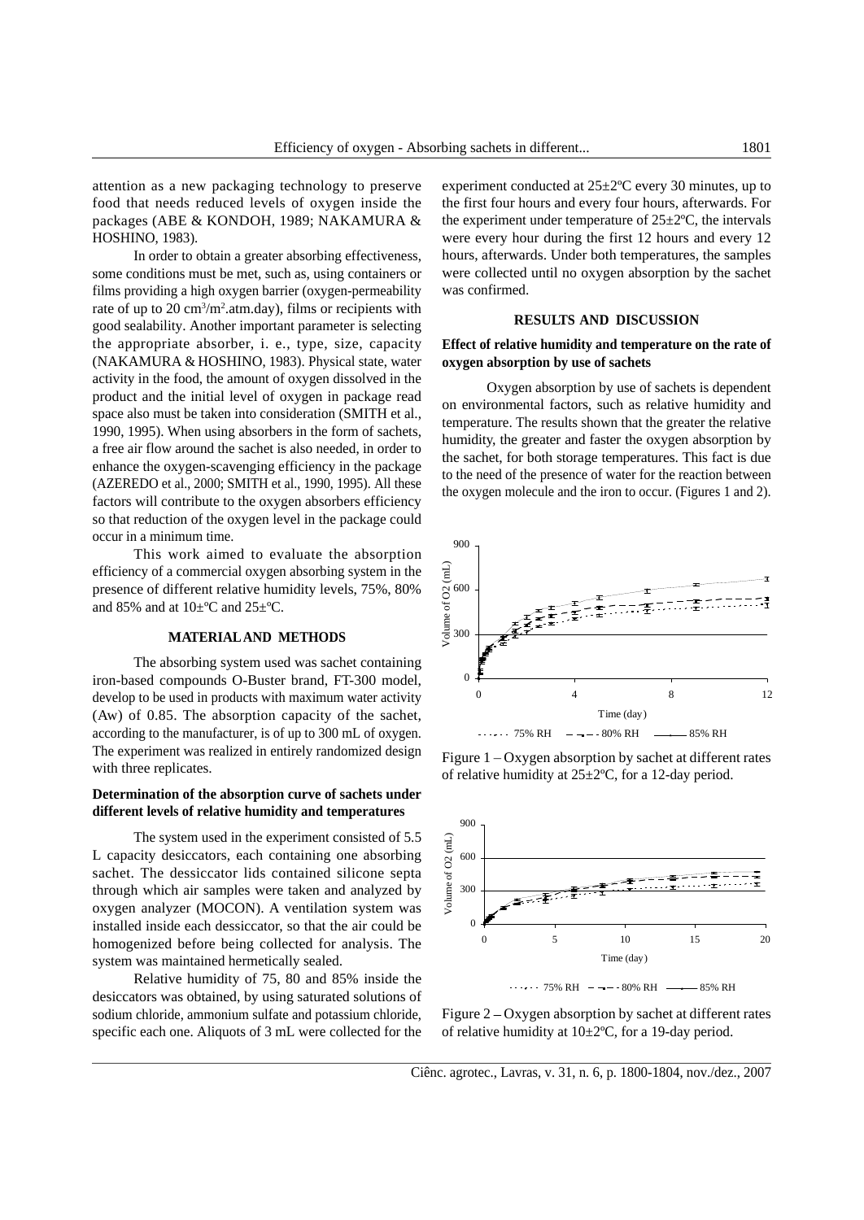attention as a new packaging technology to preserve food that needs reduced levels of oxygen inside the packages (ABE & KONDOH, 1989; NAKAMURA & HOSHINO, 1983).

In order to obtain a greater absorbing effectiveness, some conditions must be met, such as, using containers or films providing a high oxygen barrier (oxygen-permeability rate of up to 20 cm$^3$/m$^2$.atm.day), films or recipients with good sealability. Another important parameter is selecting the appropriate absorber, i. e., type, size, capacity (NAKAMURA & HOSHINO, 1983). Physical state, water activity in the food, the amount of oxygen dissolved in the product and the initial level of oxygen in package read space also must be taken into consideration (SMITH et al., 1990, 1995). When using absorbers in the form of sachets, a free air flow around the sachet is also needed, in order to enhance the oxygen-scavenging efficiency in the package (AZEREDO et al., 2000; SMITH et al., 1990, 1995). All these factors will contribute to the oxygen absorbers efficiency so that reduction of the oxygen level in the package could occur in a minimum time.

This work aimed to evaluate the absorption efficiency of a commercial oxygen absorbing system in the presence of different relative humidity levels, 75%, 80% and 85% and at 10±ºC and 25±ºC.

## MATERIAL AND METHODS

The absorbing system used was sachet containing iron-based compounds O-Buster brand, FT-300 model, develop to be used in products with maximum water activity (Aw) of 0.85. The absorption capacity of the sachet, according to the manufacturer, is of up to 300 mL of oxygen. The experiment was realized in entirely randomized design with three replicates.

### Determination of the absorption curve of sachets under different levels of relative humidity and temperatures

The system used in the experiment consisted of 5.5 L capacity desiccators, each containing one absorbing sachet. The dessiccator lids contained silicone septa through which air samples were taken and analyzed by oxygen analyzer (MOCON). A ventilation system was installed inside each dessiccator, so that the air could be homogenized before being collected for analysis. The system was maintained hermetically sealed.

Relative humidity of 75, 80 and 85% inside the desiccators was obtained, by using saturated solutions of sodium chloride, ammonium sulfate and potassium chloride, specific each one. Aliquots of 3 mL were collected for the experiment conducted at 25±2ºC every 30 minutes, up to the first four hours and every four hours, afterwards. For the experiment under temperature of 25±2ºC, the intervals were every hour during the first 12 hours and every 12 hours, afterwards. Under both temperatures, the samples were collected until no oxygen absorption by the sachet was confirmed.

## RESULTS AND DISCUSSION

### Effect of relative humidity and temperature on the rate of oxygen absorption by use of sachets

Oxygen absorption by use of sachets is dependent on environmental factors, such as relative humidity and temperature. The results shown that the greater the relative humidity, the greater and faster the oxygen absorption by the sachet, for both storage temperatures. This fact is due to the need of the presence of water for the reaction between the oxygen molecule and the iron to occur. (Figures 1 and 2).

Figure 1 – Oxygen absorption by sachet at different rates of relative humidity at 25±2ºC, for a 12-day period.

Figure 2 – Oxygen absorption by sachet at different rates of relative humidity at 10±2ºC, for a 19-day period.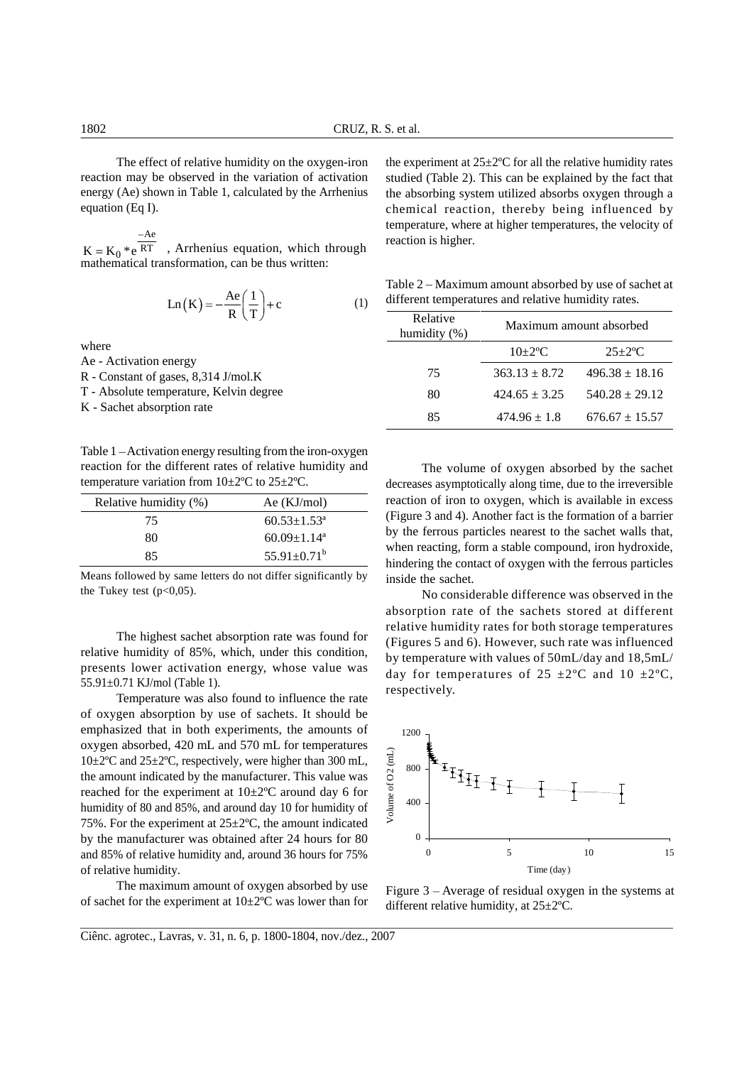The effect of relative humidity on the oxygen-iron reaction may be observed in the variation of activation energy (Ae) shown in Table 1, calculated by the Arrhenius equation (Eq I).

$K = K_0 * e^{\frac{-Ae}{RT}}$ , Arrhenius equation, which through mathematical transformation, can be thus written:

$$\text{Ln}(K) = -\frac{Ae}{R}\left(\frac{1}{T}\right) + c \qquad (1)$$

where

Ae - Activation energy

R - Constant of gases, 8,314 J/mol.K

T - Absolute temperature, Kelvin degree

K - Sachet absorption rate

Table 1 – Activation energy resulting from the iron-oxygen reaction for the different rates of relative humidity and temperature variation from 10±2ºC to 25±2ºC.

| Relative humidity (%) | Ae (KJ/mol) |
|---|---|
| 75 | 60.53±1.53[a] |
| 80 | 60.09±1.14[a] |
| 85 | 55.91±0.71[b] |

Means followed by same letters do not differ significantly by the Tukey test ($p<0,05$).

The highest sachet absorption rate was found for relative humidity of 85%, which, under this condition, presents lower activation energy, whose value was 55.91±0.71 KJ/mol (Table 1).

Temperature was also found to influence the rate of oxygen absorption by use of sachets. It should be emphasized that in both experiments, the amounts of oxygen absorbed, 420 mL and 570 mL for temperatures 10±2ºC and 25±2ºC, respectively, were higher than 300 mL, the amount indicated by the manufacturer. This value was reached for the experiment at 10±2ºC around day 6 for humidity of 80 and 85%, and around day 10 for humidity of 75%. For the experiment at 25±2ºC, the amount indicated by the manufacturer was obtained after 24 hours for 80 and 85% of relative humidity and, around 36 hours for 75% of relative humidity.

The maximum amount of oxygen absorbed by use of sachet for the experiment at 10±2ºC was lower than for the experiment at 25±2ºC for all the relative humidity rates studied (Table 2). This can be explained by the fact that the absorbing system utilized absorbs oxygen through a chemical reaction, thereby being influenced by temperature, where at higher temperatures, the velocity of reaction is higher.

Table 2 – Maximum amount absorbed by use of sachet at different temperatures and relative humidity rates.

| Relative humidity (%) | Maximum amount absorbed | |
|---|---|---|
| | 10±2ºC | 25±2ºC |
| 75 | 363.13 ± 8.72 | 496.38 ± 18.16 |
| 80 | 424.65 ± 3.25 | 540.28 ± 29.12 |
| 85 | 474.96 ± 1.8 | 676.67 ± 15.57 |

The volume of oxygen absorbed by the sachet decreases asymptotically along time, due to the irreversible reaction of iron to oxygen, which is available in excess (Figure 3 and 4). Another fact is the formation of a barrier by the ferrous particles nearest to the sachet walls that, when reacting, form a stable compound, iron hydroxide, hindering the contact of oxygen with the ferrous particles inside the sachet.

No considerable difference was observed in the absorption rate of the sachets stored at different relative humidity rates for both storage temperatures (Figures 5 and 6). However, such rate was influenced by temperature with values of 50mL/day and 18,5mL/day for temperatures of 25 ±2ºC and 10 ±2ºC, respectively.

Figure 3 – Average of residual oxygen in the systems at different relative humidity, at 25±2ºC.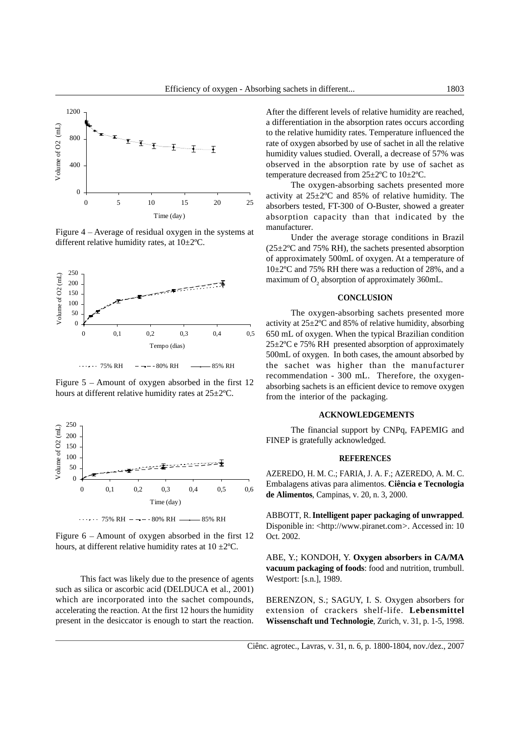Figure 4 – Average of residual oxygen in the systems at different relative humidity rates, at 10±2ºC.

Figure 5 – Amount of oxygen absorbed in the first 12 hours at different relative humidity rates at 25±2ºC.

Figure 6 – Amount of oxygen absorbed in the first 12 hours, at different relative humidity rates at 10 ±2ºC.

This fact was likely due to the presence of agents such as silica or ascorbic acid (DELDUCA et al., 2001) which are incorporated into the sachet compounds, accelerating the reaction. At the first 12 hours the humidity present in the desiccator is enough to start the reaction.

After the different levels of relative humidity are reached, a differentiation in the absorption rates occurs according to the relative humidity rates. Temperature influenced the rate of oxygen absorbed by use of sachet in all the relative humidity values studied. Overall, a decrease of 57% was observed in the absorption rate by use of sachet as temperature decreased from 25±2ºC to 10±2ºC.

The oxygen-absorbing sachets presented more activity at 25±2ºC and 85% of relative humidity. The absorbers tested, FT-300 of O-Buster, showed a greater absorption capacity than that indicated by the manufacturer.

Under the average storage conditions in Brazil (25±2ºC and 75% RH), the sachets presented absorption of approximately 500mL of oxygen. At a temperature of 10±2ºC and 75% RH there was a reduction of 28%, and a maximum of $O_2$ absorption of approximately 360mL.

## CONCLUSION

The oxygen-absorbing sachets presented more activity at 25±2ºC and 85% of relative humidity, absorbing 650 mL of oxygen. When the typical Brazilian condition 25±2ºC e 75% RH presented absorption of approximately 500mL of oxygen. In both cases, the amount absorbed by the sachet was higher than the manufacturer recommendation - 300 mL. Therefore, the oxygen-absorbing sachets is an efficient device to remove oxygen from the interior of the packaging.

## ACKNOWLEDGEMENTS

The financial support by CNPq, FAPEMIG and FINEP is gratefully acknowledged.

## REFERENCES

AZEREDO, H. M. C.; FARIA, J. A. F.; AZEREDO, A. M. C. Embalagens ativas para alimentos. **Ciência e Tecnologia de Alimentos**, Campinas, v. 20, n. 3, 2000.

ABBOTT, R. **Intelligent paper packaging of unwrapped**. Disponible in: <http://www.piranet.com>. Accessed in: 10 Oct. 2002.

ABE, Y.; KONDOH, Y. **Oxygen absorbers in CA/MA vacuum packaging of foods**: food and nutrition, trumbull. Westport: [s.n.], 1989.

BERENZON, S.; SAGUY, I. S. Oxygen absorbers for extension of crackers shelf-life. **Lebensmittel Wissenschaft und Technologie**, Zurich, v. 31, p. 1-5, 1998.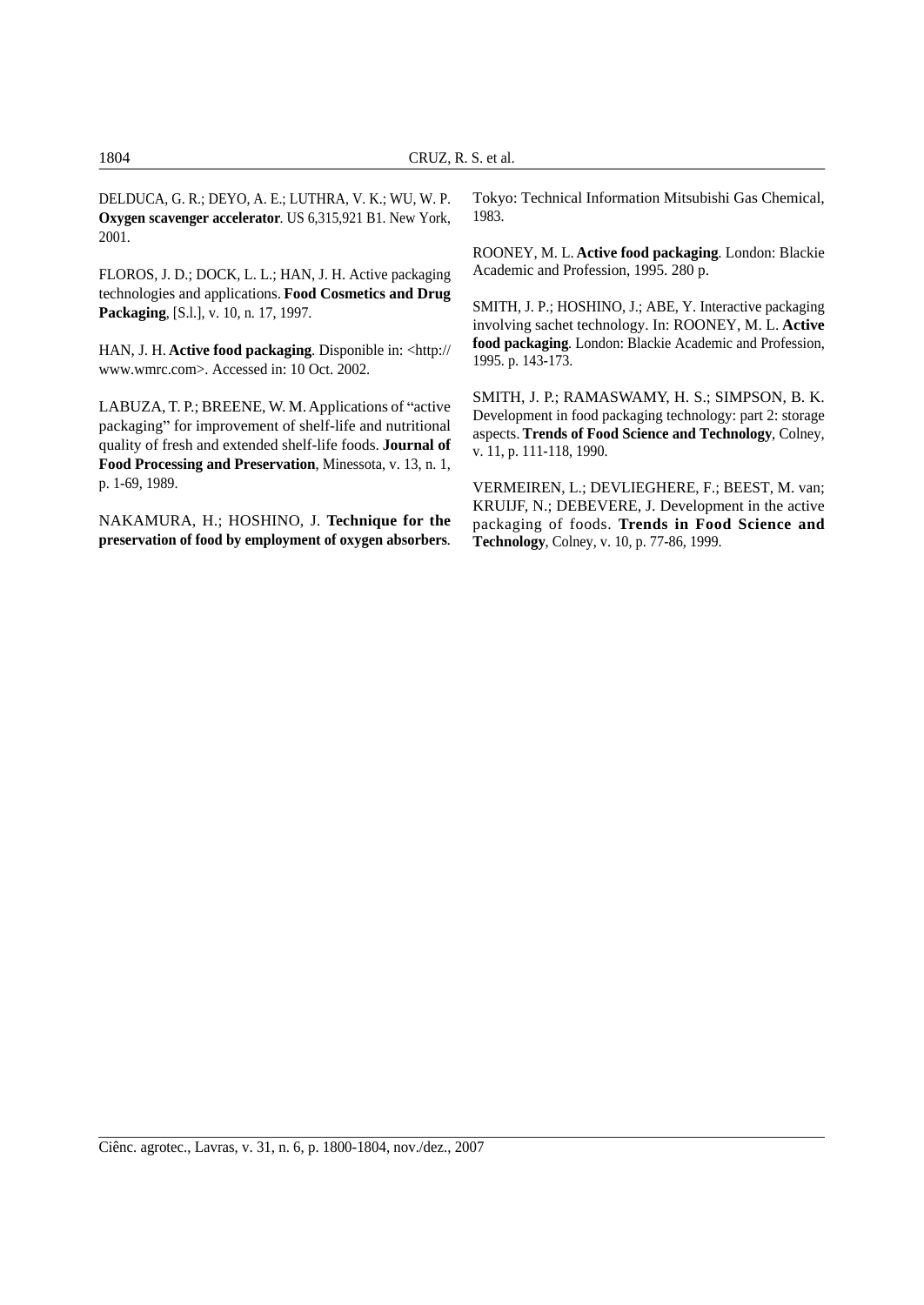DELDUCA, G. R.; DEYO, A. E.; LUTHRA, V. K.; WU, W. P. **Oxygen scavenger accelerator**. US 6,315,921 B1. New York, 2001.

FLOROS, J. D.; DOCK, L. L.; HAN, J. H. Active packaging technologies and applications. **Food Cosmetics and Drug Packaging**, [S.l.], v. 10, n. 17, 1997.

HAN, J. H. **Active food packaging**. Disponible in: <http://www.wmrc.com>. Accessed in: 10 Oct. 2002.

LABUZA, T. P.; BREENE, W. M. Applications of "active packaging" for improvement of shelf-life and nutritional quality of fresh and extended shelf-life foods. **Journal of Food Processing and Preservation**, Minessota, v. 13, n. 1, p. 1-69, 1989.

NAKAMURA, H.; HOSHINO, J. **Technique for the preservation of food by employment of oxygen absorbers**. Tokyo: Technical Information Mitsubishi Gas Chemical, 1983.

ROONEY, M. L. **Active food packaging**. London: Blackie Academic and Profession, 1995. 280 p.

SMITH, J. P.; HOSHINO, J.; ABE, Y. Interactive packaging involving sachet technology. In: ROONEY, M. L. **Active food packaging**. London: Blackie Academic and Profession, 1995. p. 143-173.

SMITH, J. P.; RAMASWAMY, H. S.; SIMPSON, B. K. Development in food packaging technology: part 2: storage aspects. **Trends of Food Science and Technology**, Colney, v. 11, p. 111-118, 1990.

VERMEIREN, L.; DEVLIEGHERE, F.; BEEST, M. van; KRUIJF, N.; DEBEVERE, J. Development in the active packaging of foods. **Trends in Food Science and Technology**, Colney, v. 10, p. 77-86, 1999.